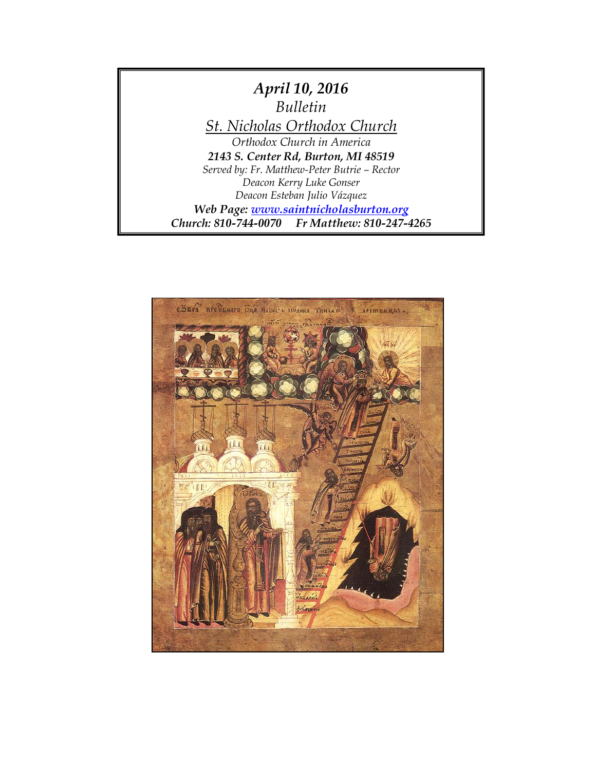***April 10, 2016***

*Bulletin*

*St. Nicholas Orthodox Church*

*Orthodox Church in America*

***2143 S. Center Rd, Burton, MI 48519***

*Served by: Fr. Matthew-Peter Butrie – Rector*

*Deacon Kerry Luke Gonser*

*Deacon Esteban Julio Vázquez*

***Web Page: www.saintnicholasburton.org***

***Church: 810-744-0070 Fr Matthew: 810-247-4265***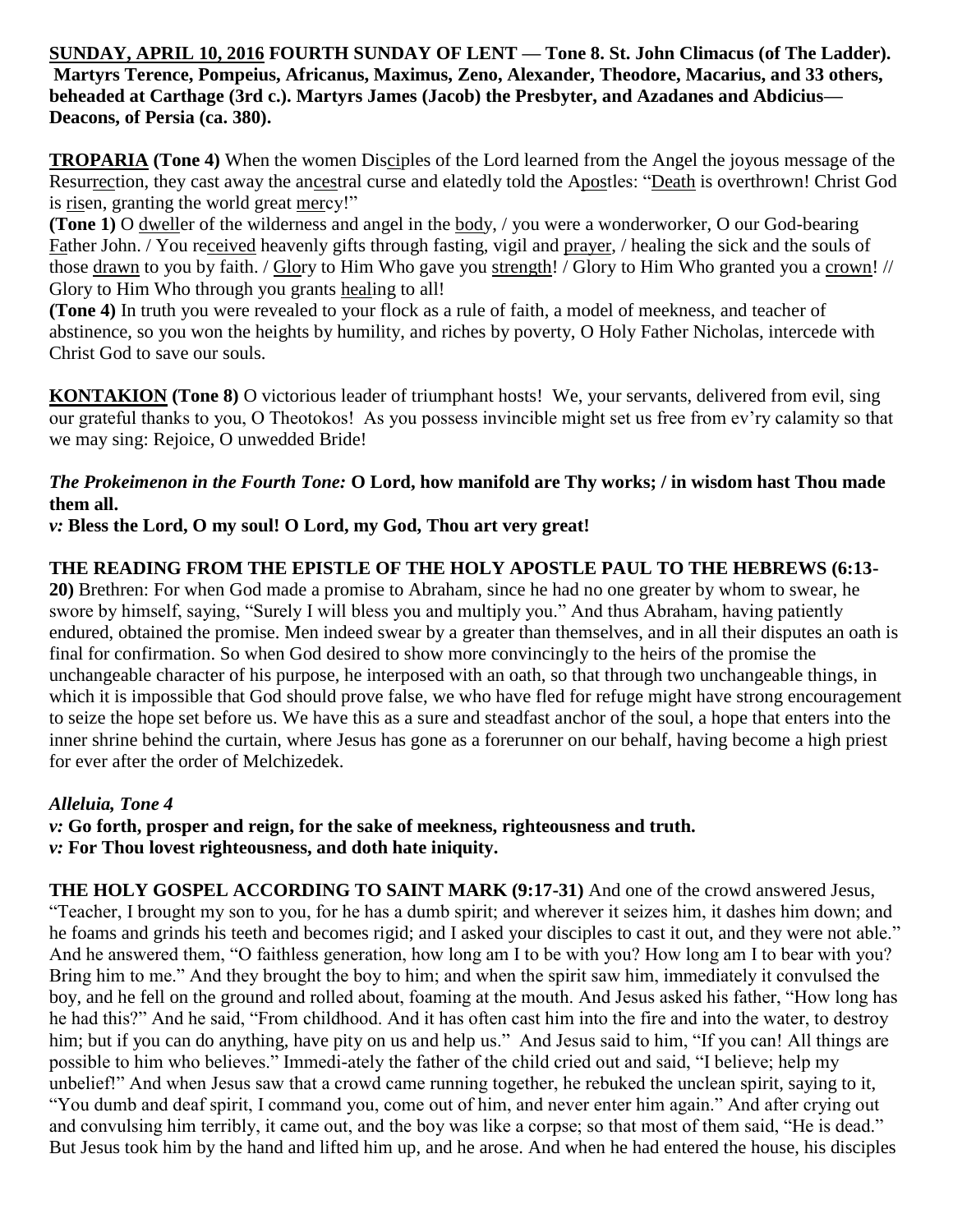**SUNDAY, APRIL 10, 2016 FOURTH SUNDAY OF LENT — Tone 8. St. John Climacus (of The Ladder). Martyrs Terence, Pompeius, Africanus, Maximus, Zeno, Alexander, Theodore, Macarius, and 33 others, beheaded at Carthage (3rd c.). Martyrs James (Jacob) the Presbyter, and Azadanes and Abdicius—Deacons, of Persia (ca. 380).**

**TROPARIA (Tone 4)** When the women Disciples of the Lord learned from the Angel the joyous message of the Resurrection, they cast away the ancestral curse and elatedly told the Apostles: "Death is overthrown! Christ God is risen, granting the world great mercy!"

**(Tone 1)** O dweller of the wilderness and angel in the body, / you were a wonderworker, O our God-bearing Father John. / You received heavenly gifts through fasting, vigil and prayer, / healing the sick and the souls of those drawn to you by faith. / Glory to Him Who gave you strength! / Glory to Him Who granted you a crown! // Glory to Him Who through you grants healing to all!

**(Tone 4)** In truth you were revealed to your flock as a rule of faith, a model of meekness, and teacher of abstinence, so you won the heights by humility, and riches by poverty, O Holy Father Nicholas, intercede with Christ God to save our souls.

**KONTAKION (Tone 8)** O victorious leader of triumphant hosts! We, your servants, delivered from evil, sing our grateful thanks to you, O Theotokos! As you possess invincible might set us free from ev'ry calamity so that we may sing: Rejoice, O unwedded Bride!

***The Prokeimenon in the Fourth Tone:*** **O Lord, how manifold are Thy works; / in wisdom hast Thou made them all.**

*v:* **Bless the Lord, O my soul! O Lord, my God, Thou art very great!**

**THE READING FROM THE EPISTLE OF THE HOLY APOSTLE PAUL TO THE HEBREWS (6:13-20)** Brethren: For when God made a promise to Abraham, since he had no one greater by whom to swear, he swore by himself, saying, "Surely I will bless you and multiply you." And thus Abraham, having patiently endured, obtained the promise. Men indeed swear by a greater than themselves, and in all their disputes an oath is final for confirmation. So when God desired to show more convincingly to the heirs of the promise the unchangeable character of his purpose, he interposed with an oath, so that through two unchangeable things, in which it is impossible that God should prove false, we who have fled for refuge might have strong encouragement to seize the hope set before us. We have this as a sure and steadfast anchor of the soul, a hope that enters into the inner shrine behind the curtain, where Jesus has gone as a forerunner on our behalf, having become a high priest for ever after the order of Melchizedek.

***Alleluia, Tone 4***

*v:* **Go forth, prosper and reign, for the sake of meekness, righteousness and truth.**

*v:* **For Thou lovest righteousness, and doth hate iniquity.**

**THE HOLY GOSPEL ACCORDING TO SAINT MARK (9:17-31)** And one of the crowd answered Jesus, "Teacher, I brought my son to you, for he has a dumb spirit; and wherever it seizes him, it dashes him down; and he foams and grinds his teeth and becomes rigid; and I asked your disciples to cast it out, and they were not able." And he answered them, "O faithless generation, how long am I to be with you? How long am I to bear with you? Bring him to me." And they brought the boy to him; and when the spirit saw him, immediately it convulsed the boy, and he fell on the ground and rolled about, foaming at the mouth. And Jesus asked his father, "How long has he had this?" And he said, "From childhood. And it has often cast him into the fire and into the water, to destroy him; but if you can do anything, have pity on us and help us." And Jesus said to him, "If you can! All things are possible to him who believes." Immedi-ately the father of the child cried out and said, "I believe; help my unbelief!" And when Jesus saw that a crowd came running together, he rebuked the unclean spirit, saying to it, "You dumb and deaf spirit, I command you, come out of him, and never enter him again." And after crying out and convulsing him terribly, it came out, and the boy was like a corpse; so that most of them said, "He is dead." But Jesus took him by the hand and lifted him up, and he arose. And when he had entered the house, his disciples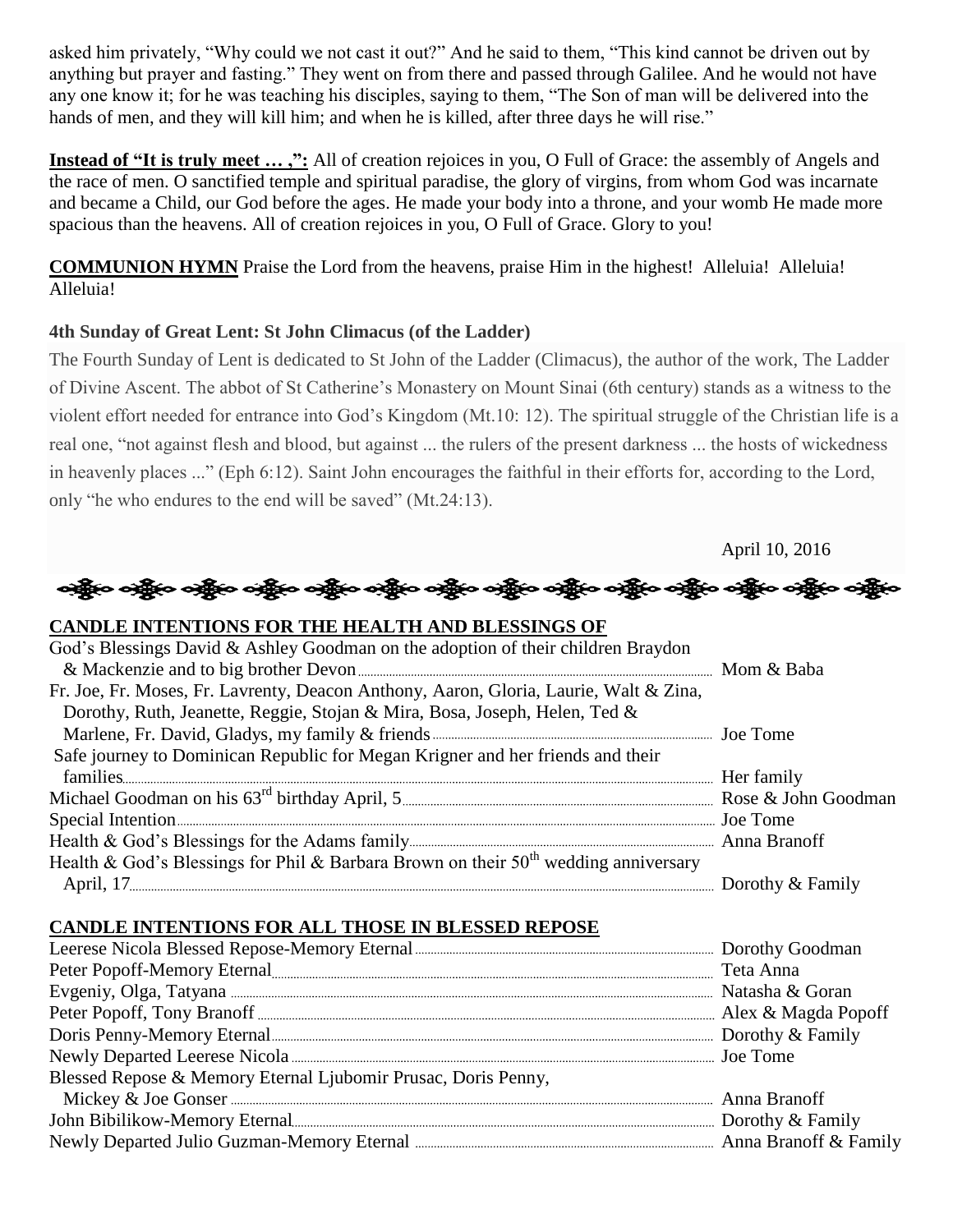asked him privately, "Why could we not cast it out?" And he said to them, "This kind cannot be driven out by anything but prayer and fasting." They went on from there and passed through Galilee. And he would not have any one know it; for he was teaching his disciples, saying to them, "The Son of man will be delivered into the hands of men, and they will kill him; and when he is killed, after three days he will rise."

**Instead of "It is truly meet … ,":** All of creation rejoices in you, O Full of Grace: the assembly of Angels and the race of men. O sanctified temple and spiritual paradise, the glory of virgins, from whom God was incarnate and became a Child, our God before the ages. He made your body into a throne, and your womb He made more spacious than the heavens. All of creation rejoices in you, O Full of Grace. Glory to you!

**COMMUNION HYMN** Praise the Lord from the heavens, praise Him in the highest! Alleluia! Alleluia! Alleluia!

**4th Sunday of Great Lent: St John Climacus (of the Ladder)**

The Fourth Sunday of Lent is dedicated to St John of the Ladder (Climacus), the author of the work, The Ladder of Divine Ascent. The abbot of St Catherine's Monastery on Mount Sinai (6th century) stands as a witness to the violent effort needed for entrance into God's Kingdom (Mt.10: 12). The spiritual struggle of the Christian life is a real one, "not against flesh and blood, but against ... the rulers of the present darkness ... the hosts of wickedness in heavenly places ..." (Eph 6:12). Saint John encourages the faithful in their efforts for, according to the Lord, only "he who endures to the end will be saved" (Mt.24:13).

April 10, 2016

## CANDLE INTENTIONS FOR THE HEALTH AND BLESSINGS OF

| Intention | Offered by |
|---|---|
| God's Blessings David & Ashley Goodman on the adoption of their children Braydon & Mackenzie and to big brother Devon | Mom & Baba |
| Fr. Joe, Fr. Moses, Fr. Lavrenty, Deacon Anthony, Aaron, Gloria, Laurie, Walt & Zina, Dorothy, Ruth, Jeanette, Reggie, Stojan & Mira, Bosa, Joseph, Helen, Ted & Marlene, Fr. David, Gladys, my family & friends | Joe Tome |
| Safe journey to Dominican Republic for Megan Krigner and her friends and their families | Her family |
| Michael Goodman on his 63rd birthday April, 5 | Rose & John Goodman |
| Special Intention | Joe Tome |
| Health & God's Blessings for the Adams family | Anna Branoff |
| Health & God's Blessings for Phil & Barbara Brown on their 50th wedding anniversary April, 17 | Dorothy & Family |

## CANDLE INTENTIONS FOR ALL THOSE IN BLESSED REPOSE

| Intention | Offered by |
|---|---|
| Leerese Nicola Blessed Repose-Memory Eternal | Dorothy Goodman |
| Peter Popoff-Memory Eternal | Teta Anna |
| Evgeniy, Olga, Tatyana | Natasha & Goran |
| Peter Popoff, Tony Branoff | Alex & Magda Popoff |
| Doris Penny-Memory Eternal | Dorothy & Family |
| Newly Departed Leerese Nicola | Joe Tome |
| Blessed Repose & Memory Eternal Ljubomir Prusac, Doris Penny, Mickey & Joe Gonser | Anna Branoff |
| John Bibilikow-Memory Eternal | Dorothy & Family |
| Newly Departed Julio Guzman-Memory Eternal | Anna Branoff & Family |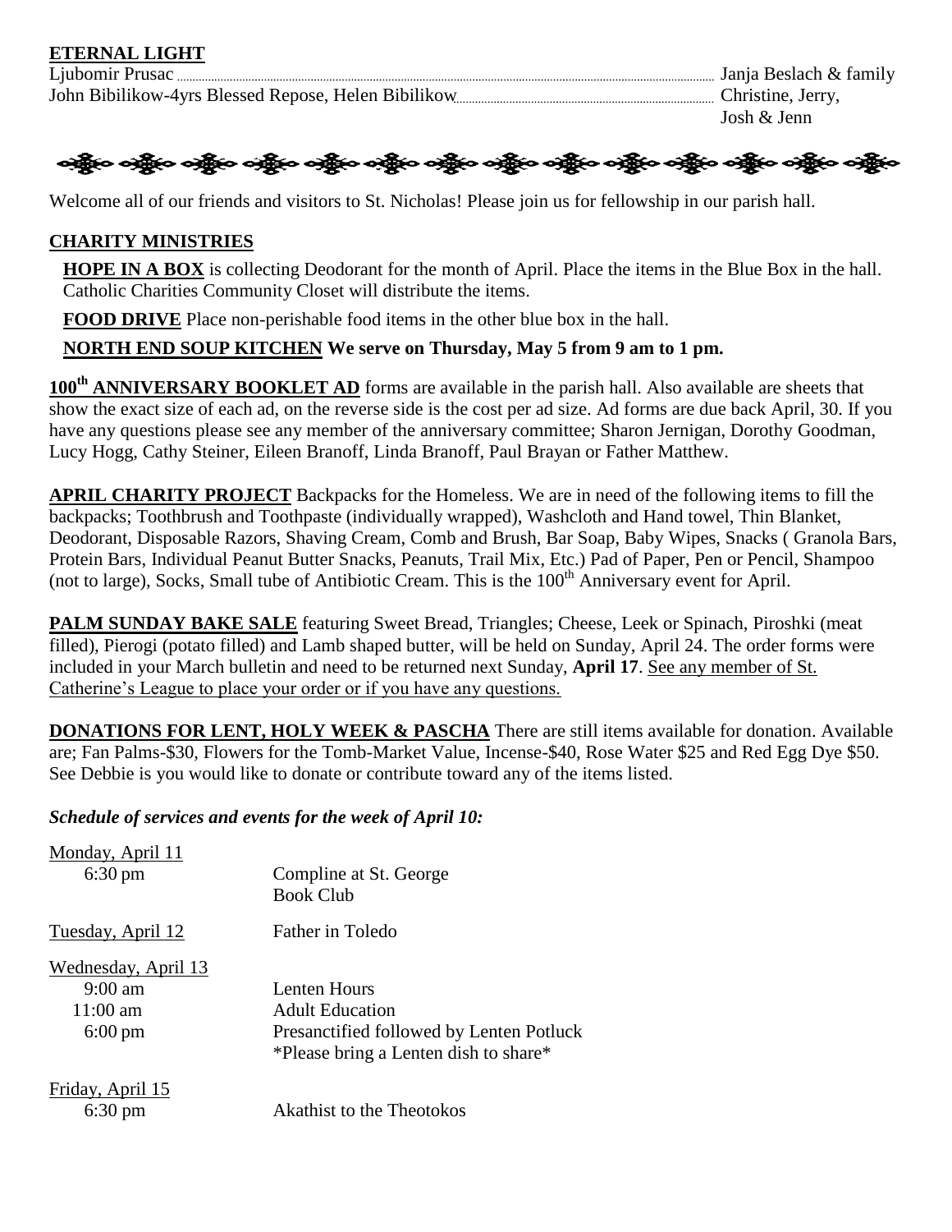**ETERNAL LIGHT**

Ljubomir Prusac ............ Janja Beslach & family
John Bibilikow-4yrs Blessed Repose, Helen Bibilikow............ Christine, Jerry, Josh & Jenn

Welcome all of our friends and visitors to St. Nicholas! Please join us for fellowship in our parish hall.

**CHARITY MINISTRIES**

**HOPE IN A BOX** is collecting Deodorant for the month of April. Place the items in the Blue Box in the hall. Catholic Charities Community Closet will distribute the items.

**FOOD DRIVE** Place non-perishable food items in the other blue box in the hall.

**NORTH END SOUP KITCHEN We serve on Thursday, May 5 from 9 am to 1 pm.**

**100th ANNIVERSARY BOOKLET AD** forms are available in the parish hall. Also available are sheets that show the exact size of each ad, on the reverse side is the cost per ad size. Ad forms are due back April, 30. If you have any questions please see any member of the anniversary committee; Sharon Jernigan, Dorothy Goodman, Lucy Hogg, Cathy Steiner, Eileen Branoff, Linda Branoff, Paul Brayan or Father Matthew.

**APRIL CHARITY PROJECT** Backpacks for the Homeless. We are in need of the following items to fill the backpacks; Toothbrush and Toothpaste (individually wrapped), Washcloth and Hand towel, Thin Blanket, Deodorant, Disposable Razors, Shaving Cream, Comb and Brush, Bar Soap, Baby Wipes, Snacks ( Granola Bars, Protein Bars, Individual Peanut Butter Snacks, Peanuts, Trail Mix, Etc.) Pad of Paper, Pen or Pencil, Shampoo (not to large), Socks, Small tube of Antibiotic Cream. This is the 100th Anniversary event for April.

**PALM SUNDAY BAKE SALE** featuring Sweet Bread, Triangles; Cheese, Leek or Spinach, Piroshki (meat filled), Pierogi (potato filled) and Lamb shaped butter, will be held on Sunday, April 24. The order forms were included in your March bulletin and need to be returned next Sunday, **April 17**. See any member of St. Catherine's League to place your order or if you have any questions.

**DONATIONS FOR LENT, HOLY WEEK & PASCHA** There are still items available for donation. Available are; Fan Palms-$30, Flowers for the Tomb-Market Value, Incense-$40, Rose Water $25 and Red Egg Dye $50. See Debbie is you would like to donate or contribute toward any of the items listed.

***Schedule of services and events for the week of April 10:***

Monday, April 11
- 6:30 pm — Compline at St. George
- Book Club

Tuesday, April 12 — Father in Toledo

Wednesday, April 13
- 9:00 am — Lenten Hours
- 11:00 am — Adult Education
- 6:00 pm — Presanctified followed by Lenten Potluck
  *Please bring a Lenten dish to share*

Friday, April 15
- 6:30 pm — Akathist to the Theotokos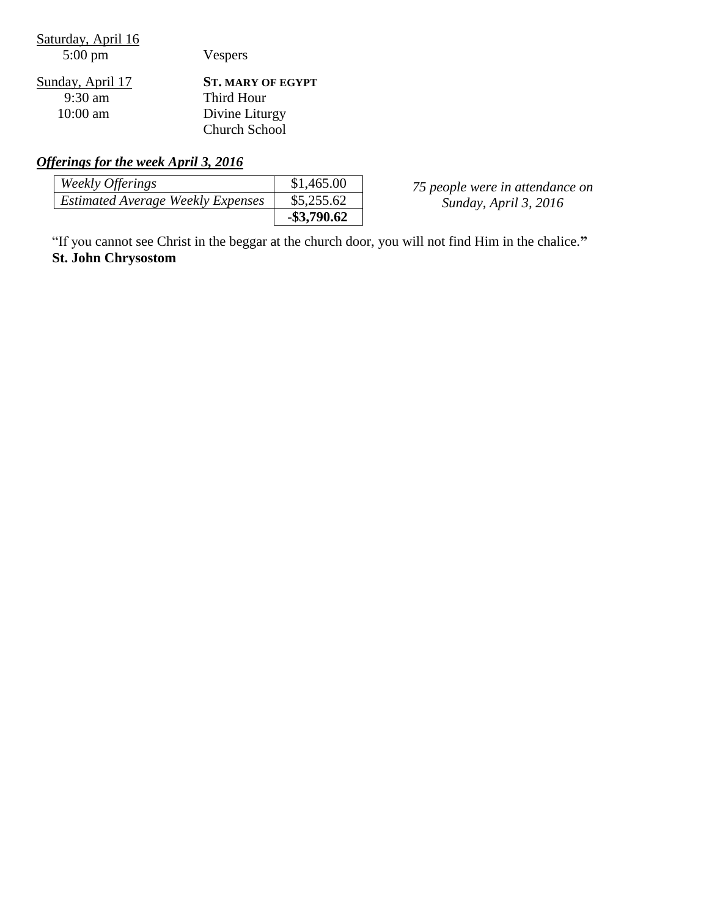Saturday, April 16

5:00 pm Vespers

Sunday, April 17 **ST. MARY OF EGYPT**

9:30 am Third Hour

10:00 am Divine Liturgy

Church School

***Offerings for the week April 3, 2016***

| | |
|---|---|
| *Weekly Offerings* | $1,465.00 |
| *Estimated Average Weekly Expenses* | $5,255.62 |
| | **-$3,790.62** |

*75 people were in attendance on Sunday, April 3, 2016*

"If you cannot see Christ in the beggar at the church door, you will not find Him in the chalice."
**St. John Chrysostom**